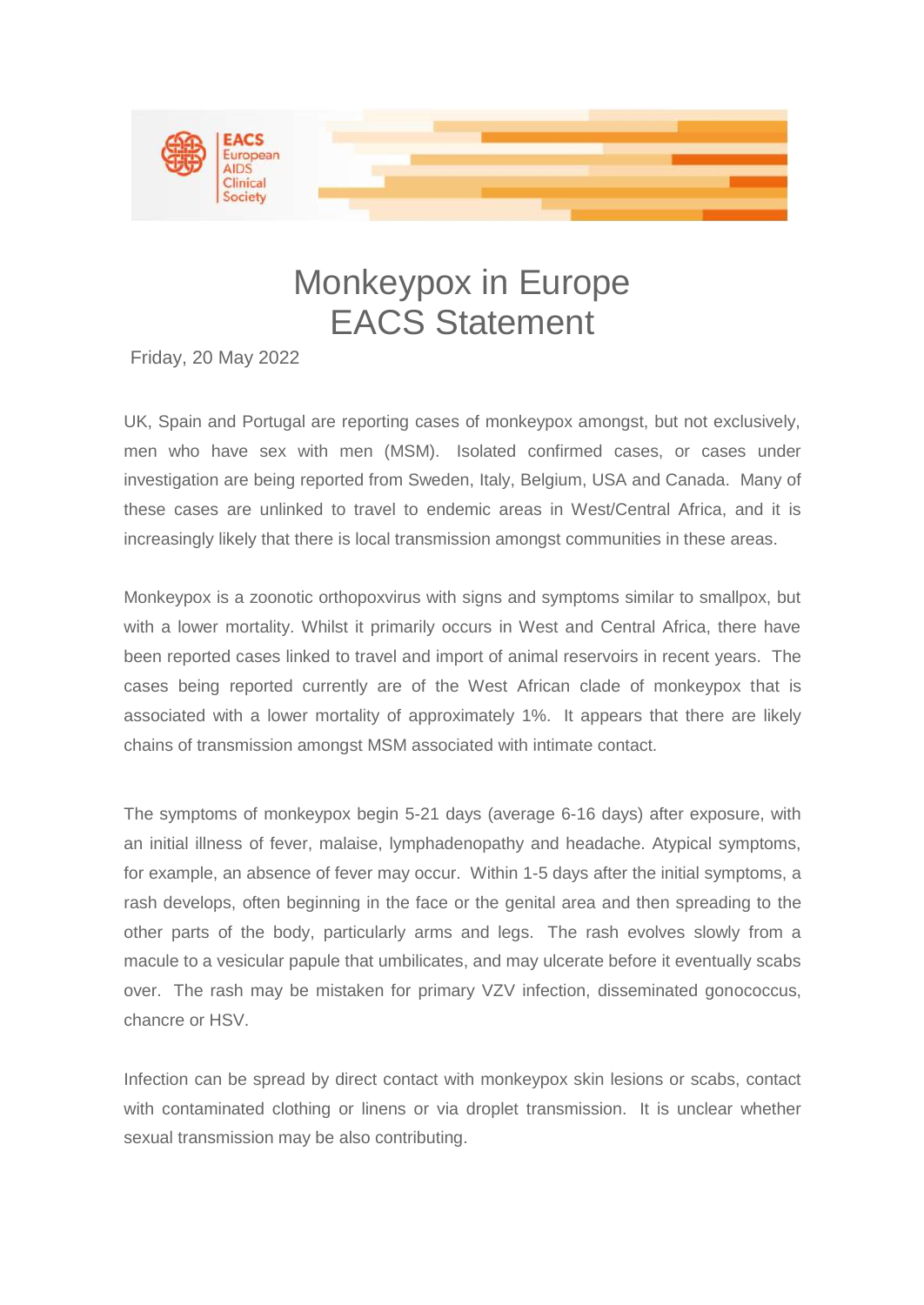EACS European AIDS Clinical Society

# Monkeypox in Europe
# EACS Statement

Friday, 20 May 2022

UK, Spain and Portugal are reporting cases of monkeypox amongst, but not exclusively, men who have sex with men (MSM). Isolated confirmed cases, or cases under investigation are being reported from Sweden, Italy, Belgium, USA and Canada. Many of these cases are unlinked to travel to endemic areas in West/Central Africa, and it is increasingly likely that there is local transmission amongst communities in these areas.

Monkeypox is a zoonotic orthopoxvirus with signs and symptoms similar to smallpox, but with a lower mortality. Whilst it primarily occurs in West and Central Africa, there have been reported cases linked to travel and import of animal reservoirs in recent years. The cases being reported currently are of the West African clade of monkeypox that is associated with a lower mortality of approximately 1%. It appears that there are likely chains of transmission amongst MSM associated with intimate contact.

The symptoms of monkeypox begin 5-21 days (average 6-16 days) after exposure, with an initial illness of fever, malaise, lymphadenopathy and headache. Atypical symptoms, for example, an absence of fever may occur. Within 1-5 days after the initial symptoms, a rash develops, often beginning in the face or the genital area and then spreading to the other parts of the body, particularly arms and legs. The rash evolves slowly from a macule to a vesicular papule that umbilicates, and may ulcerate before it eventually scabs over. The rash may be mistaken for primary VZV infection, disseminated gonococcus, chancre or HSV.

Infection can be spread by direct contact with monkeypox skin lesions or scabs, contact with contaminated clothing or linens or via droplet transmission. It is unclear whether sexual transmission may be also contributing.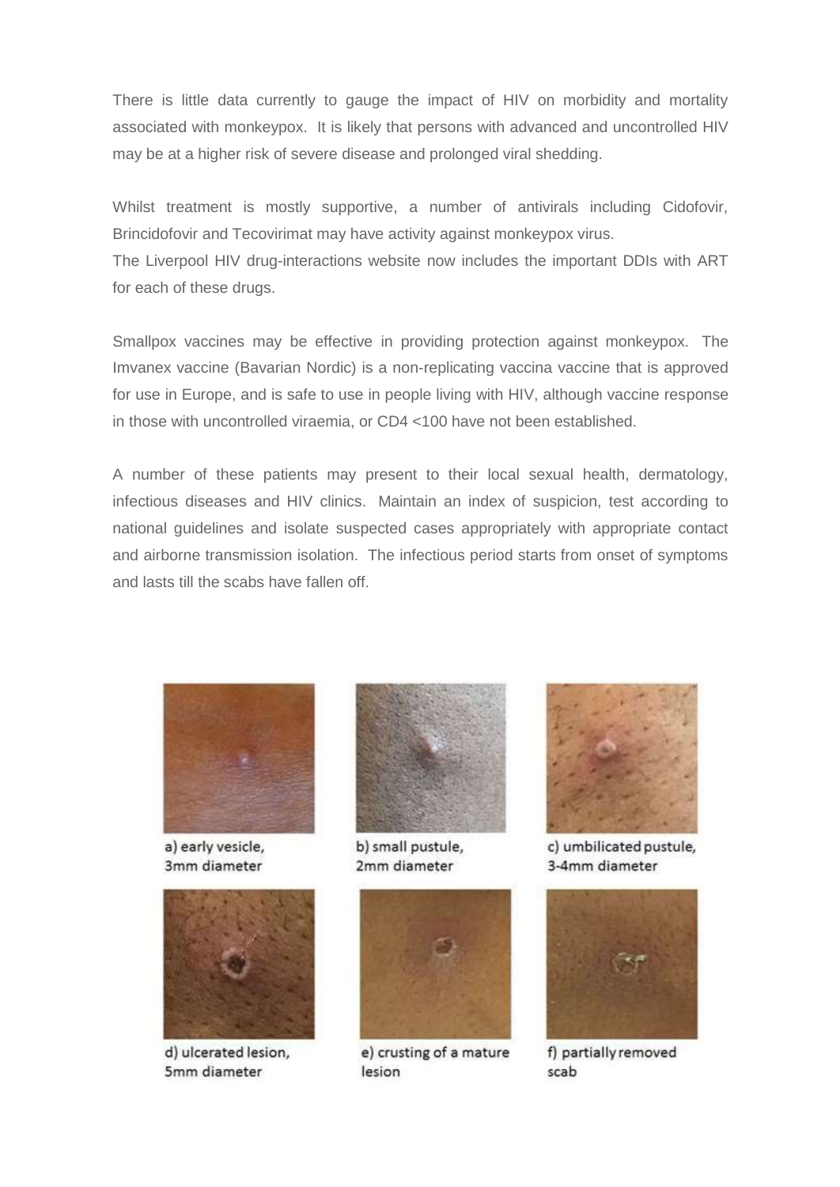There is little data currently to gauge the impact of HIV on morbidity and mortality associated with monkeypox. It is likely that persons with advanced and uncontrolled HIV may be at a higher risk of severe disease and prolonged viral shedding.

Whilst treatment is mostly supportive, a number of antivirals including Cidofovir, Brincidofovir and Tecovirimat may have activity against monkeypox virus.
The Liverpool HIV drug-interactions website now includes the important DDIs with ART for each of these drugs.

Smallpox vaccines may be effective in providing protection against monkeypox. The Imvanex vaccine (Bavarian Nordic) is a non-replicating vaccina vaccine that is approved for use in Europe, and is safe to use in people living with HIV, although vaccine response in those with uncontrolled viraemia, or CD4 <100 have not been established.

A number of these patients may present to their local sexual health, dermatology, infectious diseases and HIV clinics. Maintain an index of suspicion, test according to national guidelines and isolate suspected cases appropriately with appropriate contact and airborne transmission isolation. The infectious period starts from onset of symptoms and lasts till the scabs have fallen off.

a) early vesicle, 3mm diameter

b) small pustule, 2mm diameter

c) umbilicated pustule, 3-4mm diameter

d) ulcerated lesion, 5mm diameter

e) crusting of a mature lesion

f) partially removed scab